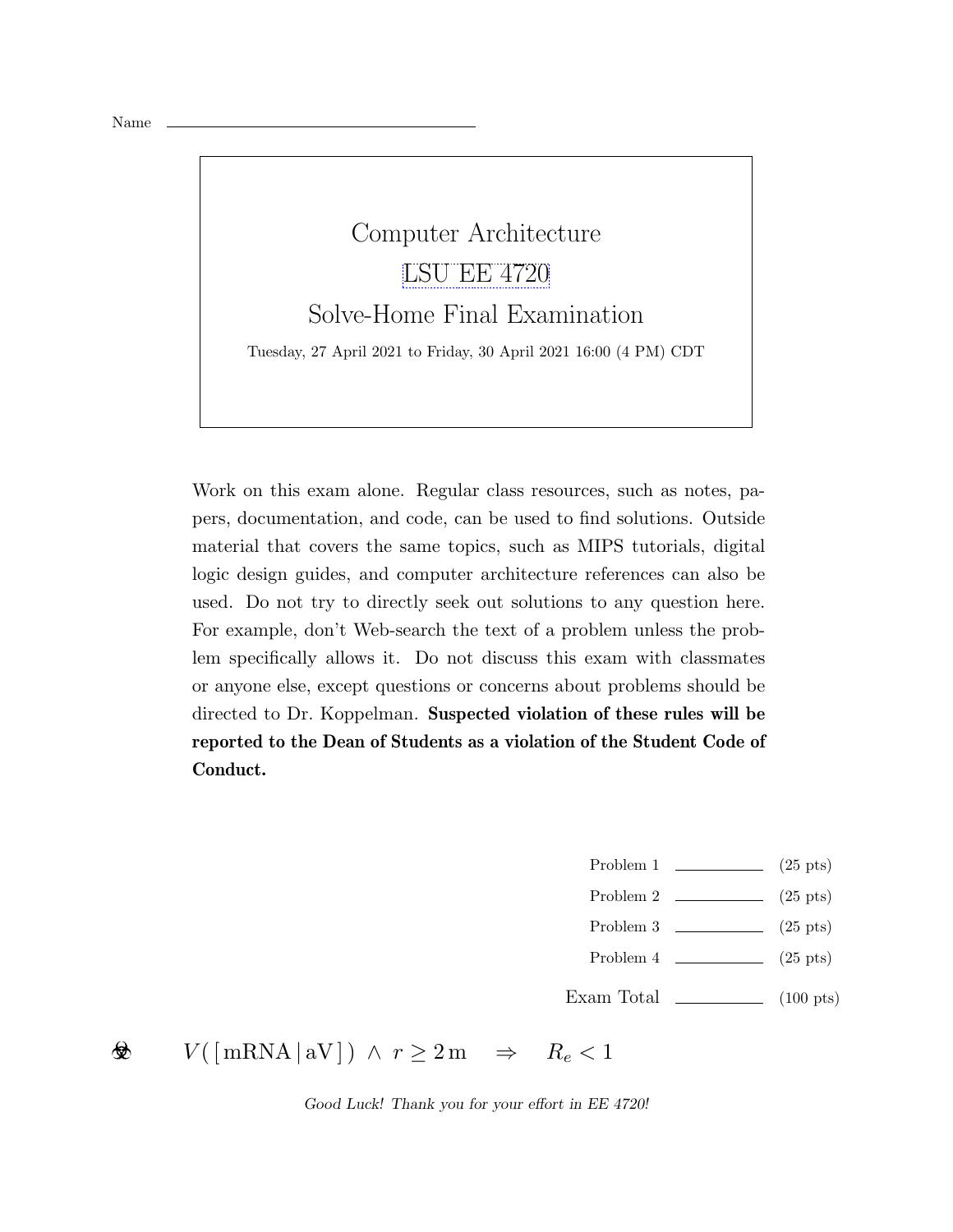Name \_\_\_\_\_\_\_\_\_\_\_\_\_\_\_\_\_\_\_\_\_\_\_\_\_\_\_\_\_\_

# Computer Architecture

## LSU EE 4720

## Solve-Home Final Examination

Tuesday, 27 April 2021 to Friday, 30 April 2021 16:00 (4 PM) CDT

Work on this exam alone. Regular class resources, such as notes, papers, documentation, and code, can be used to find solutions. Outside material that covers the same topics, such as MIPS tutorials, digital logic design guides, and computer architecture references can also be used. Do not try to directly seek out solutions to any question here. For example, don't Web-search the text of a problem unless the problem specifically allows it. Do not discuss this exam with classmates or anyone else, except questions or concerns about problems should be directed to Dr. Koppelman. **Suspected violation of these rules will be reported to the Dean of Students as a violation of the Student Code of Conduct.**

| | | |
|---|---|---|
| Problem 1 | \_\_\_\_\_\_\_\_ | (25 pts) |
| Problem 2 | \_\_\_\_\_\_\_\_ | (25 pts) |
| Problem 3 | \_\_\_\_\_\_\_\_ | (25 pts) |
| Problem 4 | \_\_\_\_\_\_\_\_ | (25 pts) |
| Exam Total | \_\_\_\_\_\_\_\_ | (100 pts) |

☣ $V([\,\text{mRNA}\,|\,\text{aV}\,])\ \wedge\ r \geq 2\,\text{m} \quad \Rightarrow \quad R_e < 1$

*Good Luck! Thank you for your effort in EE 4720!*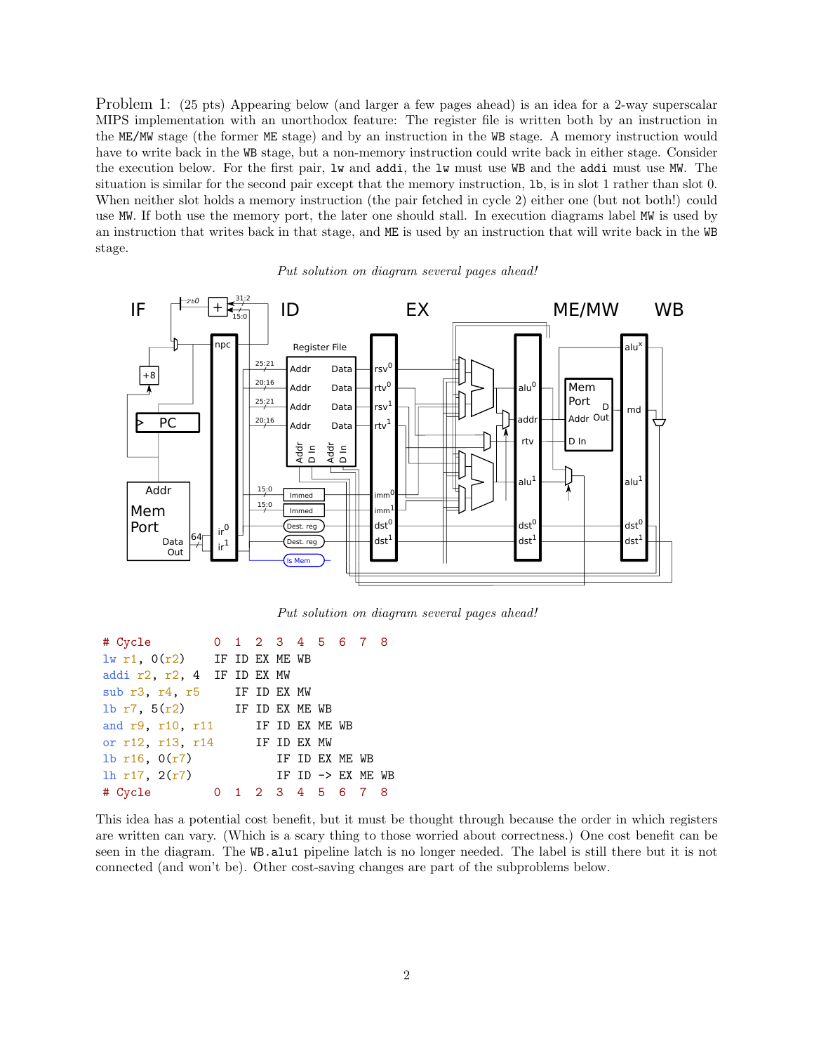Problem 1: (25 pts) Appearing below (and larger a few pages ahead) is an idea for a 2-way superscalar MIPS implementation with an unorthodox feature: The register file is written both by an instruction in the ME/MW stage (the former ME stage) and by an instruction in the WB stage. A memory instruction would have to write back in the WB stage, but a non-memory instruction could write back in either stage. Consider the execution below. For the first pair, lw and addi, the lw must use WB and the addi must use MW. The situation is similar for the second pair except that the memory instruction, lb, is in slot 1 rather than slot 0. When neither slot holds a memory instruction (the pair fetched in cycle 2) either one (but not both!) could use MW. If both use the memory port, the later one should stall. In execution diagrams label MW is used by an instruction that writes back in that stage, and ME is used by an instruction that will write back in the WB stage.

*Put solution on diagram several pages ahead!*

*Put solution on diagram several pages ahead!*

```
# Cycle          0  1  2  3  4  5  6  7  8
lw r1, 0(r2)     IF ID EX ME WB
addi r2, r2, 4   IF ID EX MW
sub r3, r4, r5      IF ID EX MW
lb r7, 5(r2)        IF ID EX ME WB
and r9, r10, r11       IF ID EX ME WB
or r12, r13, r14       IF ID EX MW
lb r16, 0(r7)             IF ID EX ME WB
lh r17, 2(r7)             IF ID -> EX ME WB
# Cycle          0  1  2  3  4  5  6  7  8
```

This idea has a potential cost benefit, but it must be thought through because the order in which registers are written can vary. (Which is a scary thing to those worried about correctness.) One cost benefit can be seen in the diagram. The WB.alu1 pipeline latch is no longer needed. The label is still there but it is not connected (and won't be). Other cost-saving changes are part of the subproblems below.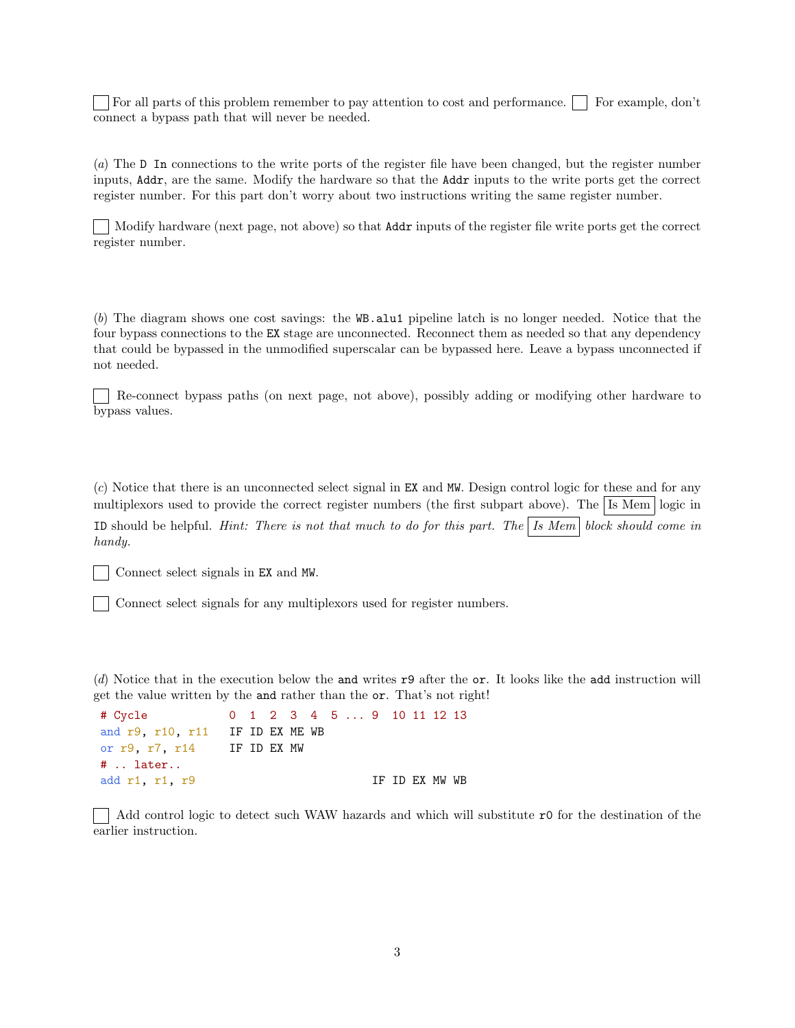☐ For all parts of this problem remember to pay attention to cost and performance. ☐ For example, don't connect a bypass path that will never be needed.

(*a*) The `D In` connections to the write ports of the register file have been changed, but the register number inputs, `Addr`, are the same. Modify the hardware so that the `Addr` inputs to the write ports get the correct register number. For this part don't worry about two instructions writing the same register number.

☐ Modify hardware (next page, not above) so that `Addr` inputs of the register file write ports get the correct register number.

(*b*) The diagram shows one cost savings: the `WB.alu1` pipeline latch is no longer needed. Notice that the four bypass connections to the `EX` stage are unconnected. Reconnect them as needed so that any dependency that could be bypassed in the unmodified superscalar can be bypassed here. Leave a bypass unconnected if not needed.

☐ Re-connect bypass paths (on next page, not above), possibly adding or modifying other hardware to bypass values.

(*c*) Notice that there is an unconnected select signal in `EX` and `MW`. Design control logic for these and for any multiplexors used to provide the correct register numbers (the first subpart above). The Is Mem logic in `ID` should be helpful. *Hint: There is not that much to do for this part. The Is Mem block should come in handy.*

☐ Connect select signals in `EX` and `MW`.

☐ Connect select signals for any multiplexors used for register numbers.

(*d*) Notice that in the execution below the `and` writes `r9` after the `or`. It looks like the `add` instruction will get the value written by the `and` rather than the `or`. That's not right!

```
# Cycle            0  1  2  3  4  5 ... 9  10 11 12 13
and r9, r10, r11   IF ID EX ME WB
or r9, r7, r14     IF ID EX MW
# .. later..
add r1, r1, r9                         IF ID EX MW WB
```

☐ Add control logic to detect such WAW hazards and which will substitute `r0` for the destination of the earlier instruction.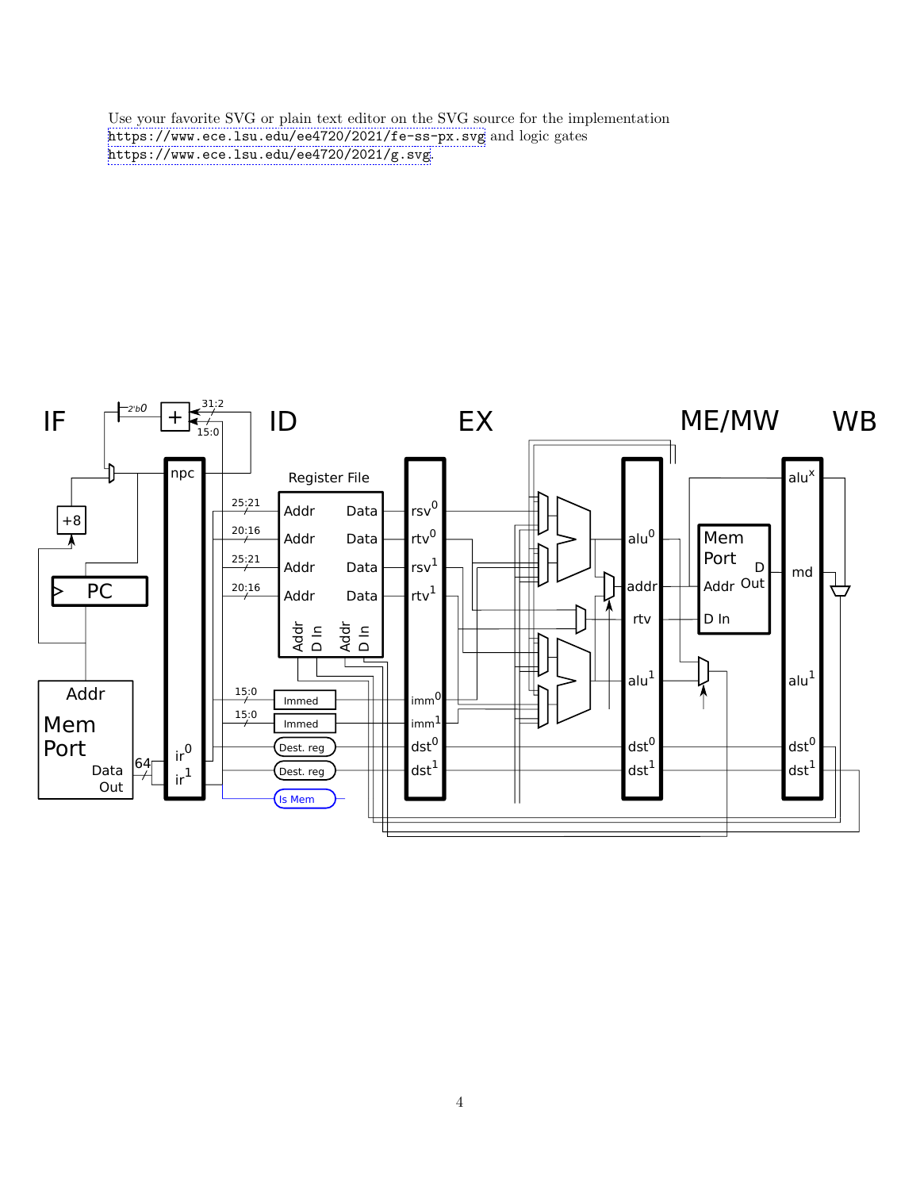Use your favorite SVG or plain text editor on the SVG source for the implementation https://www.ece.lsu.edu/ee4720/2021/fe-ss-px.svg and logic gates https://www.ece.lsu.edu/ee4720/2021/g.svg.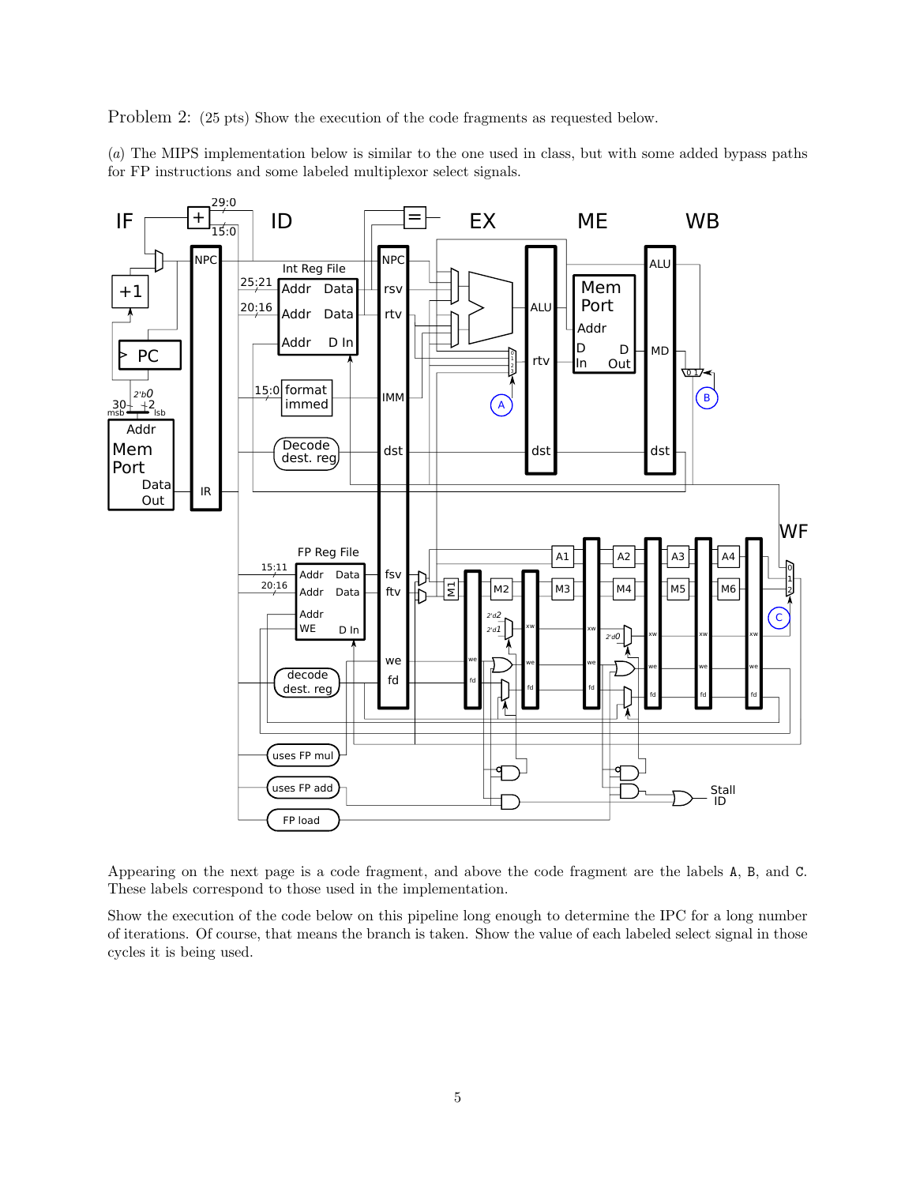Problem 2: (25 pts) Show the execution of the code fragments as requested below.

(*a*) The MIPS implementation below is similar to the one used in class, but with some added bypass paths for FP instructions and some labeled multiplexor select signals.

Appearing on the next page is a code fragment, and above the code fragment are the labels A, B, and C. These labels correspond to those used in the implementation.

Show the execution of the code below on this pipeline long enough to determine the IPC for a long number of iterations. Of course, that means the branch is taken. Show the value of each labeled select signal in those cycles it is being used.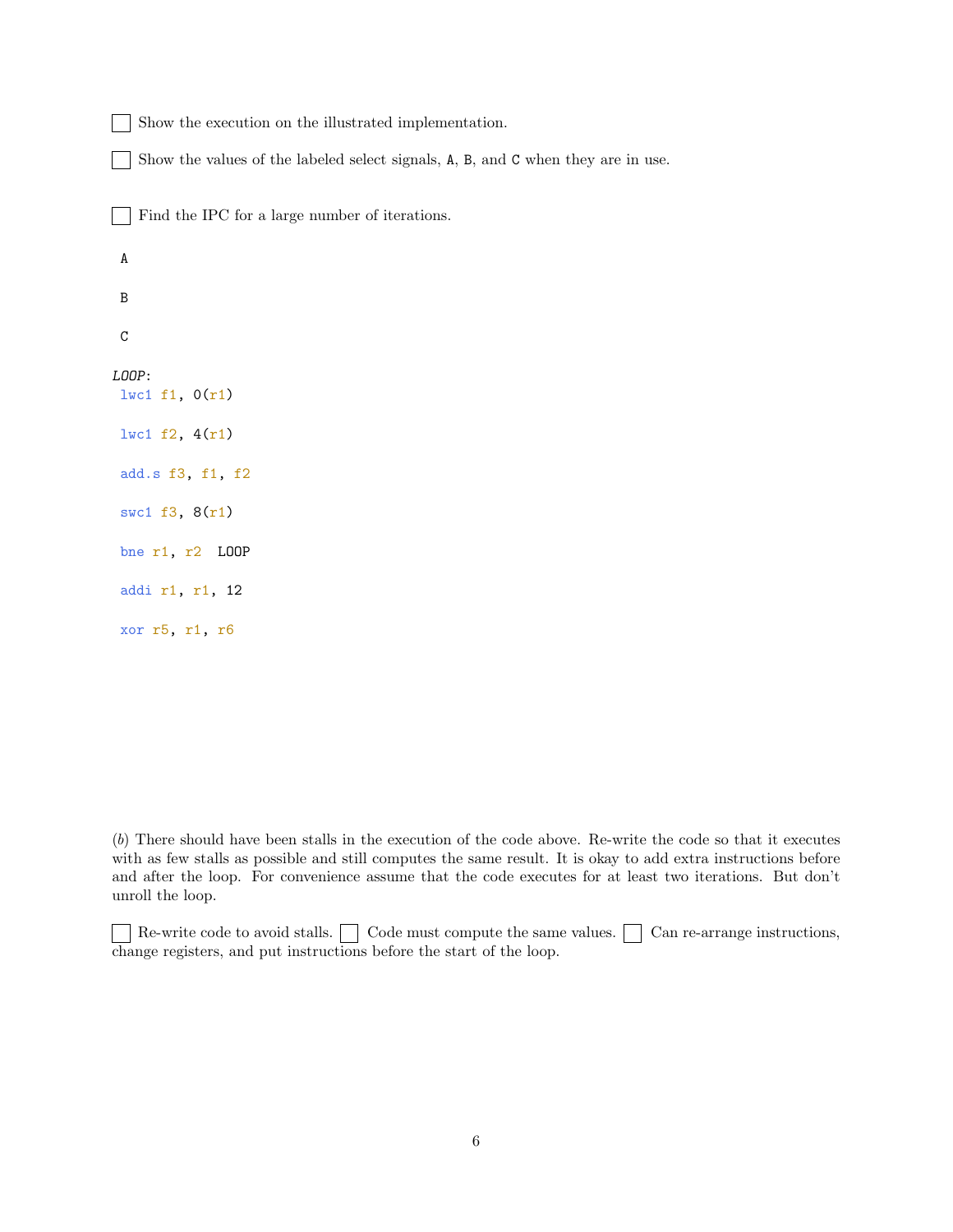☐ Show the execution on the illustrated implementation.

☐ Show the values of the labeled select signals, A, B, and C when they are in use.

☐ Find the IPC for a large number of iterations.

A

B

C

*LOOP*:

```
lwc1 f1, 0(r1)

lwc1 f2, 4(r1)

add.s f3, f1, f2

swc1 f3, 8(r1)

bne r1, r2  LOOP

addi r1, r1, 12

xor r5, r1, r6
```

(*b*) There should have been stalls in the execution of the code above. Re-write the code so that it executes with as few stalls as possible and still computes the same result. It is okay to add extra instructions before and after the loop. For convenience assume that the code executes for at least two iterations. But don't unroll the loop.

☐ Re-write code to avoid stalls. ☐ Code must compute the same values. ☐ Can re-arrange instructions, change registers, and put instructions before the start of the loop.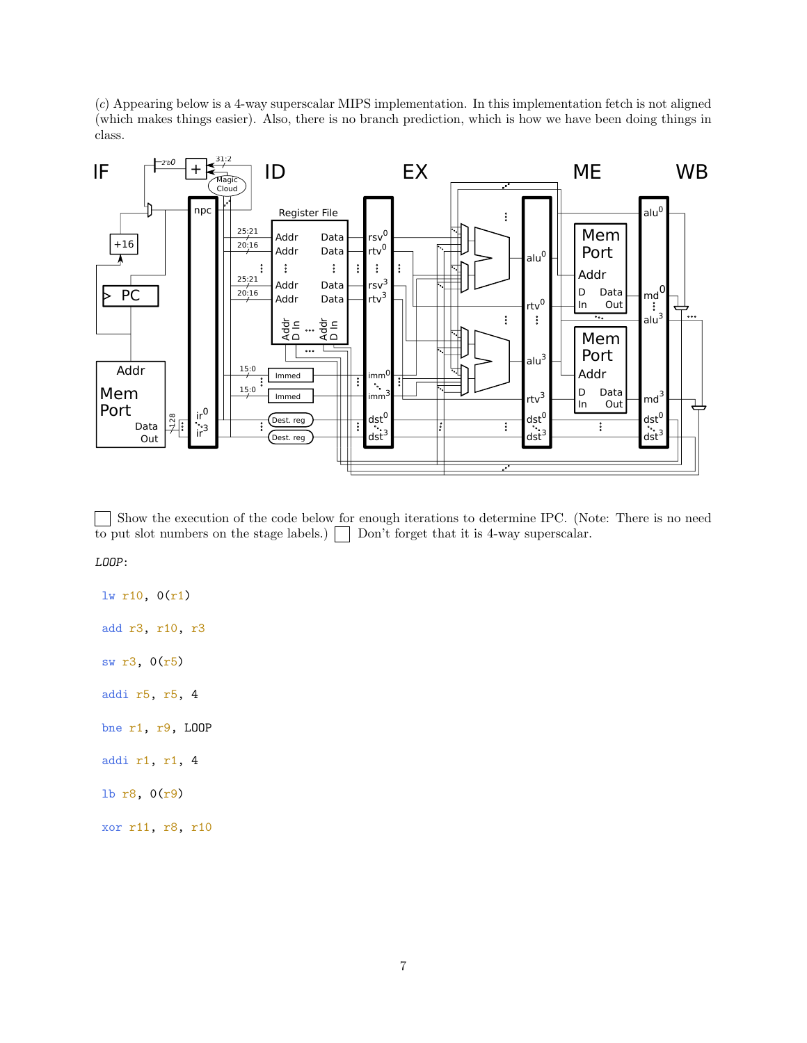(*c*) Appearing below is a 4-way superscalar MIPS implementation. In this implementation fetch is not aligned (which makes things easier). Also, there is no branch prediction, which is how we have been doing things in class.

☐ Show the execution of the code below for enough iterations to determine IPC. (Note: There is no need to put slot numbers on the stage labels.) ☐ Don't forget that it is 4-way superscalar.

*LOOP*:

```
lw r10, 0(r1)

add r3, r10, r3

sw r3, 0(r5)

addi r5, r5, 4

bne r1, r9, LOOP

addi r1, r1, 4

lb r8, 0(r9)

xor r11, r8, r10
```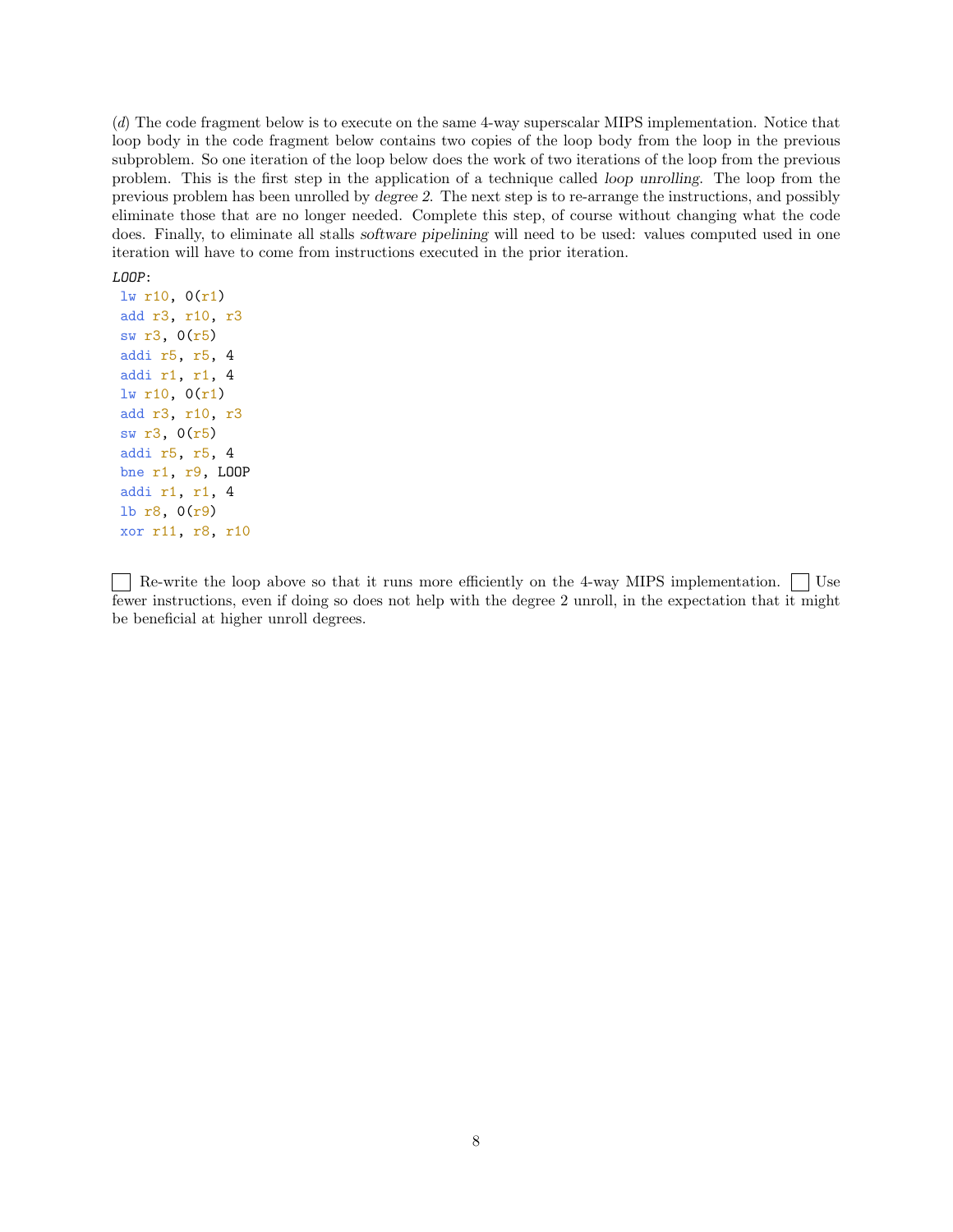(*d*) The code fragment below is to execute on the same 4-way superscalar MIPS implementation. Notice that loop body in the code fragment below contains two copies of the loop body from the loop in the previous subproblem. So one iteration of the loop below does the work of two iterations of the loop from the previous problem. This is the first step in the application of a technique called *loop unrolling*. The loop from the previous problem has been unrolled by *degree 2*. The next step is to re-arrange the instructions, and possibly eliminate those that are no longer needed. Complete this step, of course without changing what the code does. Finally, to eliminate all stalls *software pipelining* will need to be used: values computed used in one iteration will have to come from instructions executed in the prior iteration.

```
LOOP:
 lw r10, 0(r1)
 add r3, r10, r3
 sw r3, 0(r5)
 addi r5, r5, 4
 addi r1, r1, 4
 lw r10, 0(r1)
 add r3, r10, r3
 sw r3, 0(r5)
 addi r5, r5, 4
 bne r1, r9, LOOP
 addi r1, r1, 4
 lb r8, 0(r9)
 xor r11, r8, r10
```

☐ Re-write the loop above so that it runs more efficiently on the 4-way MIPS implementation. ☐ Use fewer instructions, even if doing so does not help with the degree 2 unroll, in the expectation that it might be beneficial at higher unroll degrees.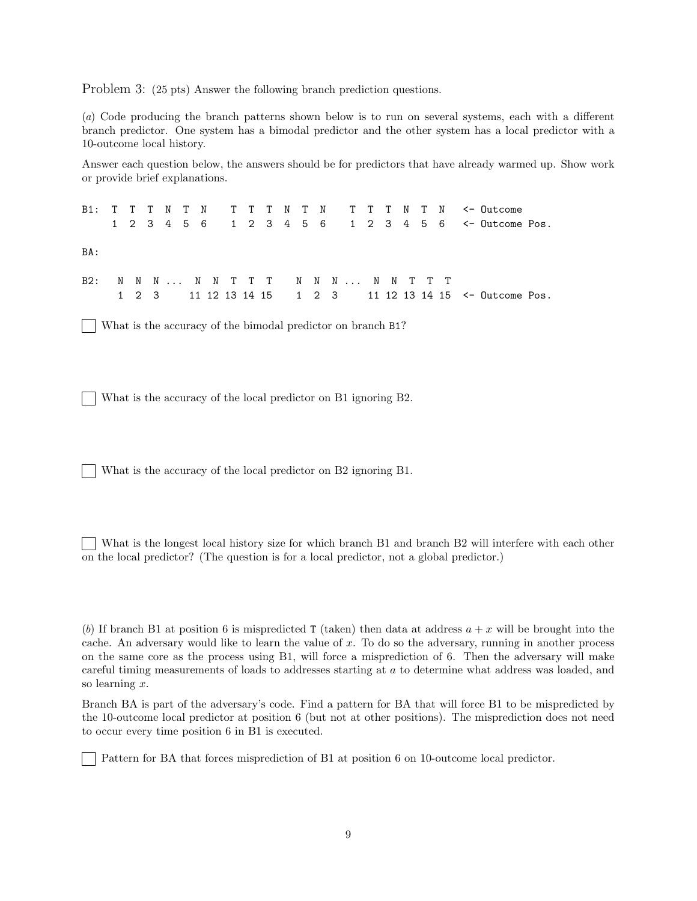Problem 3: (25 pts) Answer the following branch prediction questions.

(*a*) Code producing the branch patterns shown below is to run on several systems, each with a different branch predictor. One system has a bimodal predictor and the other system has a local predictor with a 10-outcome local history.

Answer each question below, the answers should be for predictors that have already warmed up. Show work or provide brief explanations.

```
B1:  T  T  T  N  T  N    T  T  T  N  T  N    T  T  T  N  T  N   <- Outcome
     1  2  3  4  5  6    1  2  3  4  5  6    1  2  3  4  5  6   <- Outcome Pos.

BA:

B2:   N  N  N ...  N  N  T  T  T   N  N  N ...  N  N  T  T  T
      1  2  3     11 12 13 14 15   1  2  3     11 12 13 14 15  <- Outcome Pos.
```

☐ What is the accuracy of the bimodal predictor on branch B1?

☐ What is the accuracy of the local predictor on B1 ignoring B2.

☐ What is the accuracy of the local predictor on B2 ignoring B1.

☐ What is the longest local history size for which branch B1 and branch B2 will interfere with each other on the local predictor? (The question is for a local predictor, not a global predictor.)

(*b*) If branch B1 at position 6 is mispredicted T (taken) then data at address $a + x$ will be brought into the cache. An adversary would like to learn the value of $x$. To do so the adversary, running in another process on the same core as the process using B1, will force a misprediction of 6. Then the adversary will make careful timing measurements of loads to addresses starting at $a$ to determine what address was loaded, and so learning $x$.

Branch BA is part of the adversary's code. Find a pattern for BA that will force B1 to be mispredicted by the 10-outcome local predictor at position 6 (but not at other positions). The misprediction does not need to occur every time position 6 in B1 is executed.

☐ Pattern for BA that forces misprediction of B1 at position 6 on 10-outcome local predictor.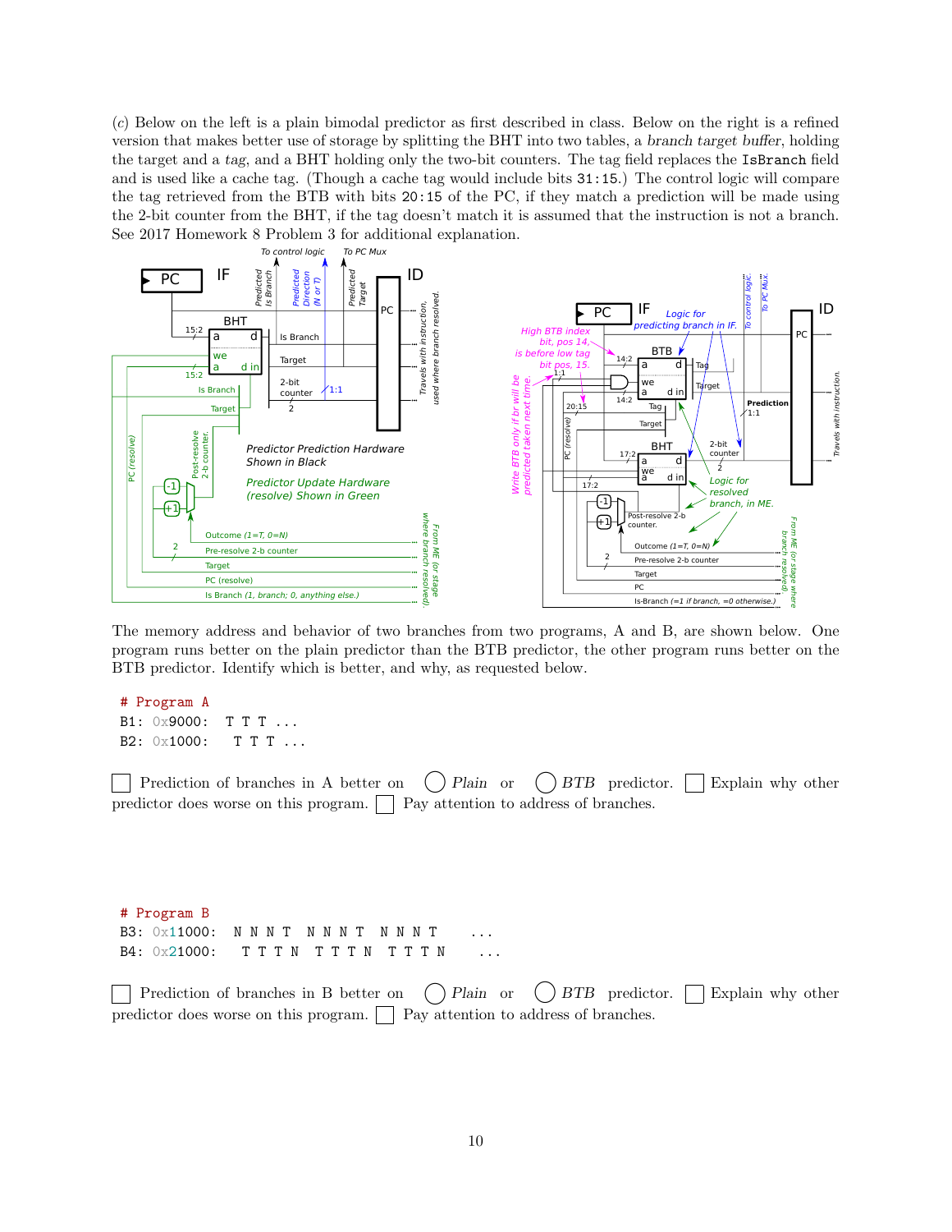(*c*) Below on the left is a plain bimodal predictor as first described in class. Below on the right is a refined version that makes better use of storage by splitting the BHT into two tables, a *branch target buffer*, holding the target and a *tag*, and a BHT holding only the two-bit counters. The tag field replaces the `IsBranch` field and is used like a cache tag. (Though a cache tag would include bits `31:15`.) The control logic will compare the tag retrieved from the BTB with bits `20:15` of the PC, if they match a prediction will be made using the 2-bit counter from the BHT, if the tag doesn't match it is assumed that the instruction is not a branch. See 2017 Homework 8 Problem 3 for additional explanation.

The memory address and behavior of two branches from two programs, A and B, are shown below. One program runs better on the plain predictor than the BTB predictor, the other program runs better on the BTB predictor. Identify which is better, and why, as requested below.

```
# Program A
B1: 0x9000:  T T T ...
B2: 0x1000:   T T T ...
```

☐ Prediction of branches in A better on ◯ *Plain* or ◯ *BTB* predictor. ☐ Explain why other predictor does worse on this program. ☐ Pay attention to address of branches.

```
# Program B
B3: 0x11000:  N N N T  N N N T  N N N T    ...
B4: 0x21000:   T T T N  T T T N  T T T N    ...
```

☐ Prediction of branches in B better on ◯ *Plain* or ◯ *BTB* predictor. ☐ Explain why other predictor does worse on this program. ☐ Pay attention to address of branches.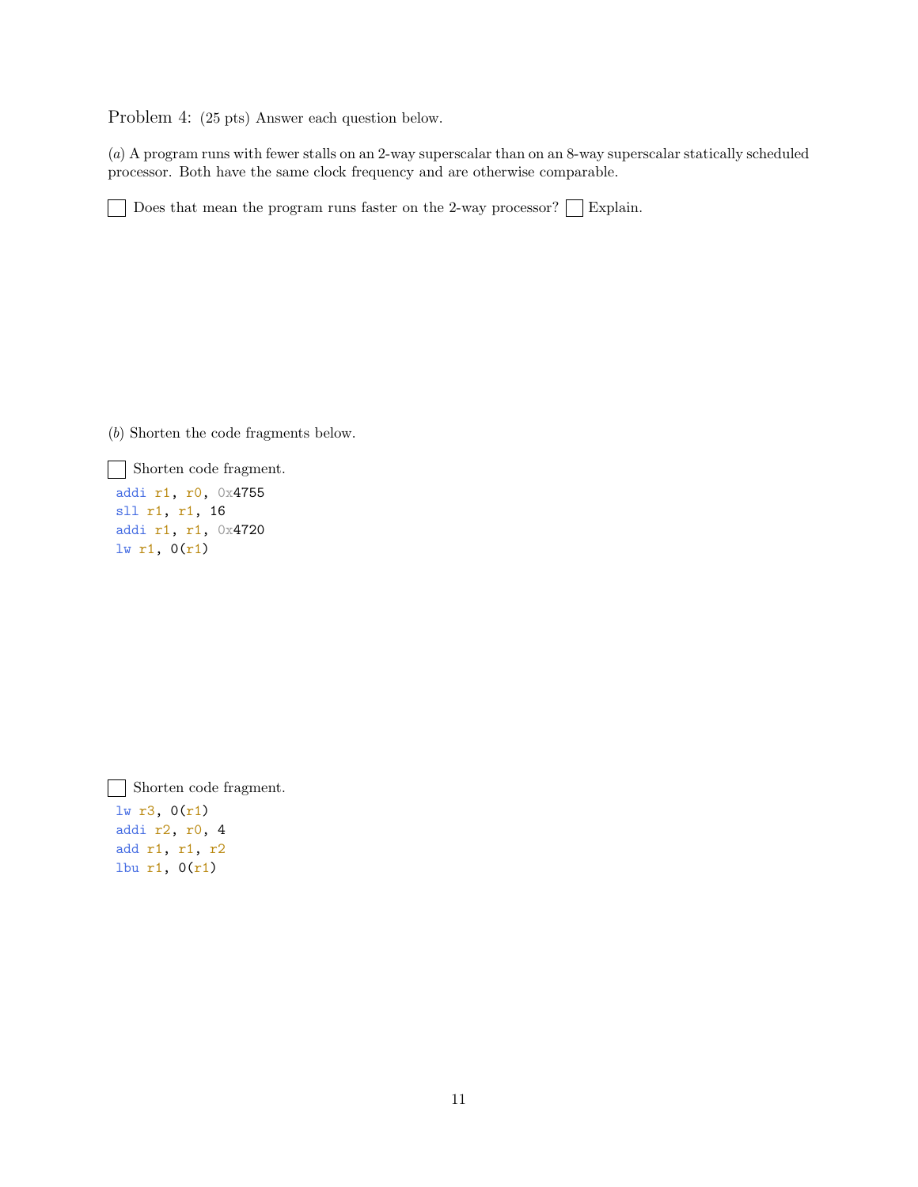Problem 4: (25 pts) Answer each question below.

(*a*) A program runs with fewer stalls on an 2-way superscalar than on an 8-way superscalar statically scheduled processor. Both have the same clock frequency and are otherwise comparable.

☐ Does that mean the program runs faster on the 2-way processor? ☐ Explain.

(*b*) Shorten the code fragments below.

☐ Shorten code fragment.

```
addi r1, r0, 0x4755
sll r1, r1, 16
addi r1, r1, 0x4720
lw r1, 0(r1)
```

☐ Shorten code fragment.

```
lw r3, 0(r1)
addi r2, r0, 4
add r1, r1, r2
lbu r1, 0(r1)
```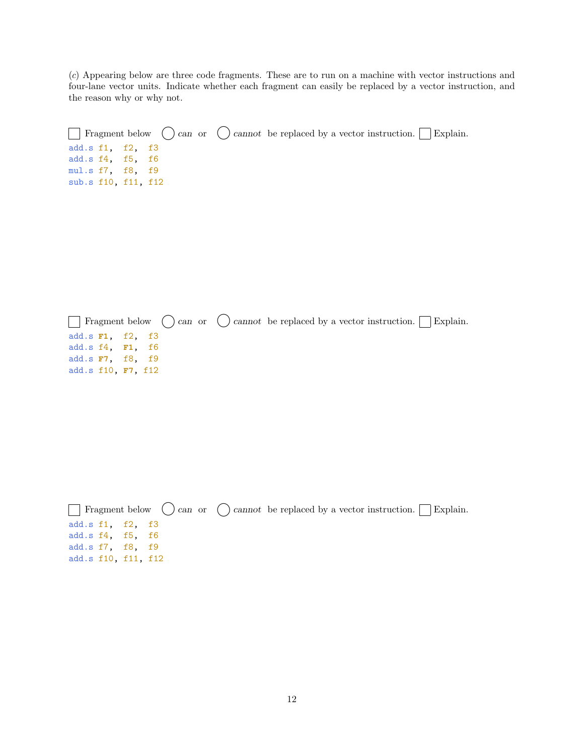(*c*) Appearing below are three code fragments. These are to run on a machine with vector instructions and four-lane vector units. Indicate whether each fragment can easily be replaced by a vector instruction, and the reason why or why not.

☐ Fragment below ◯ *can* or ◯ *cannot* be replaced by a vector instruction. ☐ Explain.

```
add.s f1,  f2,  f3
add.s f4,  f5,  f6
mul.s f7,  f8,  f9
sub.s f10, f11, f12
```

☐ Fragment below ◯ *can* or ◯ *cannot* be replaced by a vector instruction. ☐ Explain.

```
add.s F1,  f2,  f3
add.s f4,  F1,  f6
add.s F7,  f8,  f9
add.s f10, F7,  f12
```

☐ Fragment below ◯ *can* or ◯ *cannot* be replaced by a vector instruction. ☐ Explain.

```
add.s f1,  f2,  f3
add.s f4,  f5,  f6
add.s f7,  f8,  f9
add.s f10, f11, f12
```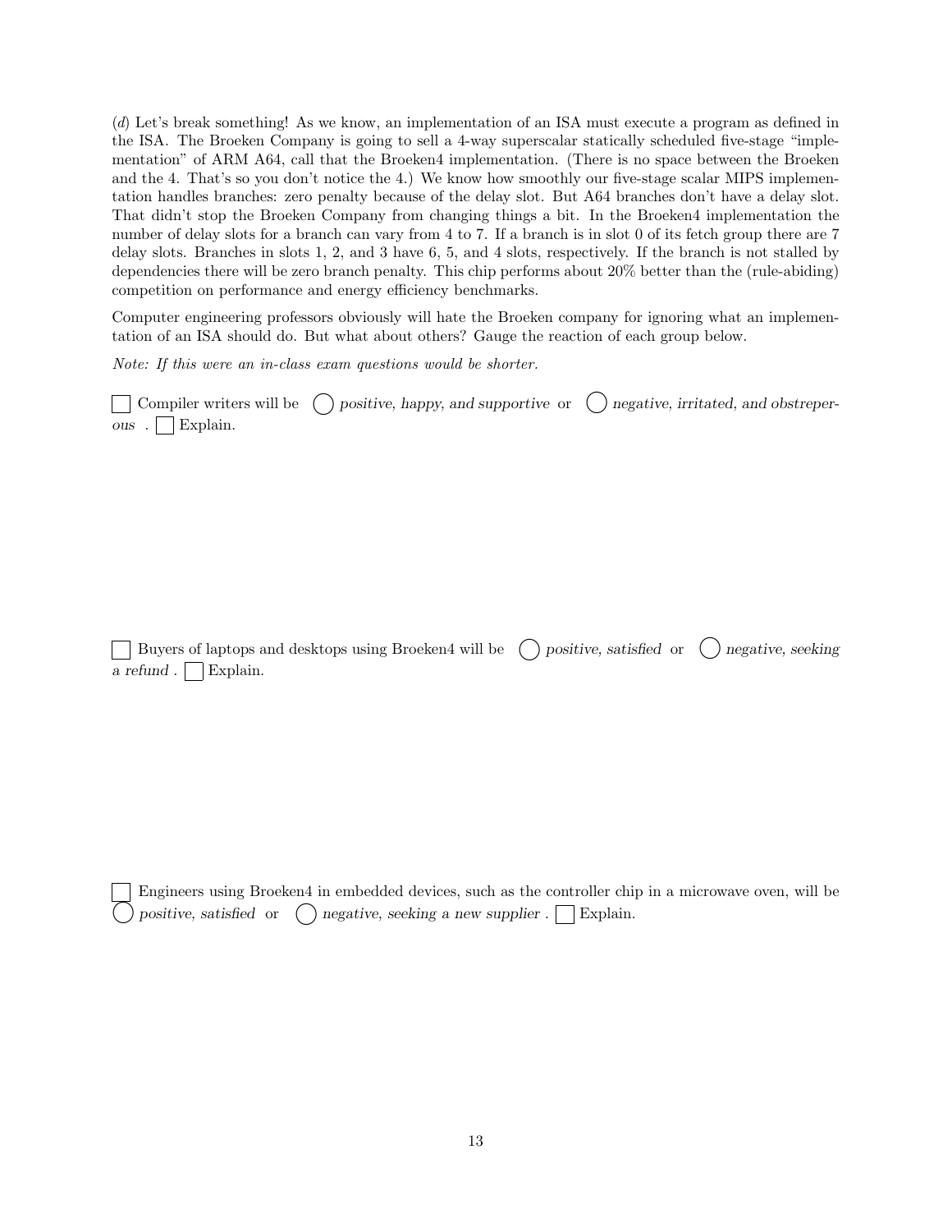(*d*) Let's break something! As we know, an implementation of an ISA must execute a program as defined in the ISA. The Broeken Company is going to sell a 4-way superscalar statically scheduled five-stage "implementation" of ARM A64, call that the Broeken4 implementation. (There is no space between the Broeken and the 4. That's so you don't notice the 4.) We know how smoothly our five-stage scalar MIPS implementation handles branches: zero penalty because of the delay slot. But A64 branches don't have a delay slot. That didn't stop the Broeken Company from changing things a bit. In the Broeken4 implementation the number of delay slots for a branch can vary from 4 to 7. If a branch is in slot 0 of its fetch group there are 7 delay slots. Branches in slots 1, 2, and 3 have 6, 5, and 4 slots, respectively. If the branch is not stalled by dependencies there will be zero branch penalty. This chip performs about 20% better than the (rule-abiding) competition on performance and energy efficiency benchmarks.

Computer engineering professors obviously will hate the Broeken company for ignoring what an implementation of an ISA should do. But what about others? Gauge the reaction of each group below.

*Note: If this were an in-class exam questions would be shorter.*

☐ Compiler writers will be ◯ *positive, happy, and supportive* or ◯ *negative, irritated, and obstreperous* . ☐ Explain.

☐ Buyers of laptops and desktops using Broeken4 will be ◯ *positive, satisfied* or ◯ *negative, seeking a refund* . ☐ Explain.

☐ Engineers using Broeken4 in embedded devices, such as the controller chip in a microwave oven, will be ◯ *positive, satisfied* or ◯ *negative, seeking a new supplier* . ☐ Explain.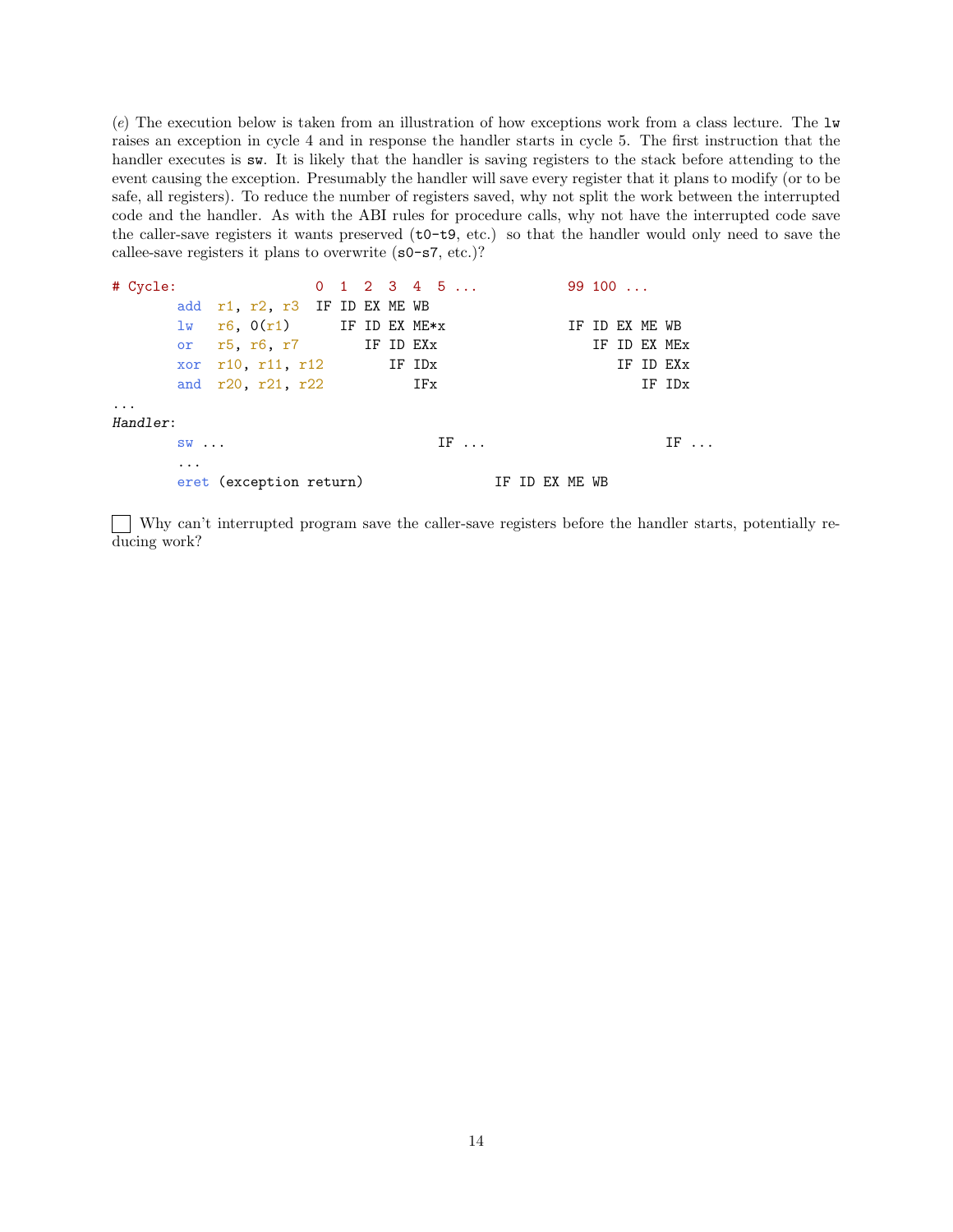(*e*) The execution below is taken from an illustration of how exceptions work from a class lecture. The `lw` raises an exception in cycle 4 and in response the handler starts in cycle 5. The first instruction that the handler executes is `sw`. It is likely that the handler is saving registers to the stack before attending to the event causing the exception. Presumably the handler will save every register that it plans to modify (or to be safe, all registers). To reduce the number of registers saved, why not split the work between the interrupted code and the handler. As with the ABI rules for procedure calls, why not have the interrupted code save the caller-save registers it wants preserved (`t0-t9`, etc.) so that the handler would only need to save the callee-save registers it plans to overwrite (`s0-s7`, etc.)?

```
# Cycle:                 0  1  2  3  4  5 ...          99 100 ...
        add  r1, r2, r3  IF ID EX ME WB
        lw   r6, 0(r1)      IF ID EX ME*x              IF ID EX ME WB
        or   r5, r6, r7        IF ID EXx                  IF ID EX MEx
        xor  r10, r11, r12        IF IDx                     IF ID EXx
        and  r20, r21, r22           IFx                        IF IDx
...
Handler:
        sw ...                          IF ...                     IF ...
        ...
        eret (exception return)                IF ID EX ME WB
```

☐ Why can't interrupted program save the caller-save registers before the handler starts, potentially reducing work?